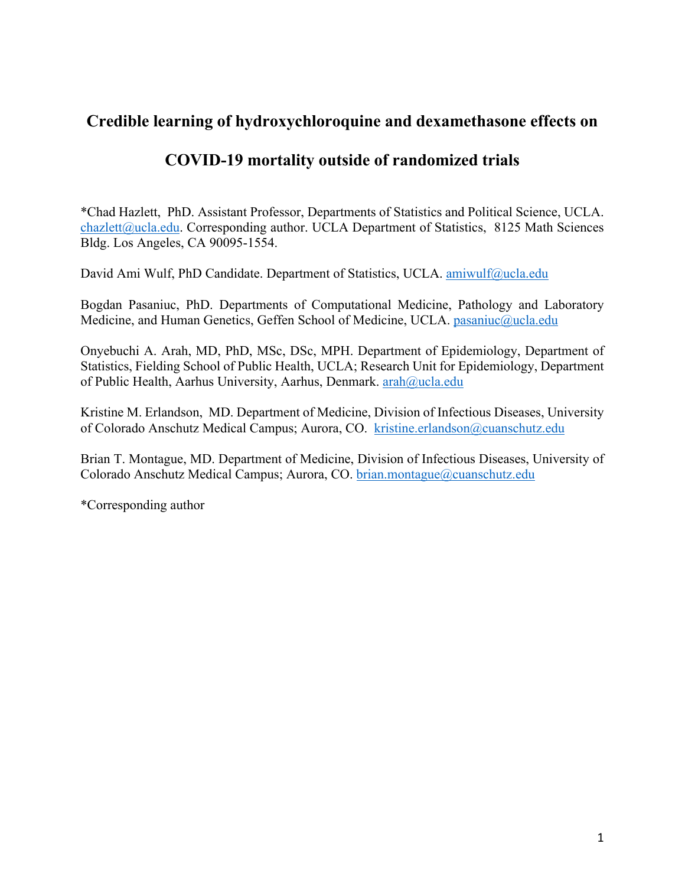# Credible learning of hydroxychloroquine and dexamethasone effects on COVID-19 mortality outside of randomized trials

*Chad Hazlett, PhD. Assistant Professor, Departments of Statistics and Political Science, UCLA. chazlett@ucla.edu. Corresponding author. UCLA Department of Statistics, 8125 Math Sciences Bldg. Los Angeles, CA 90095-1554.

David Ami Wulf, PhD Candidate. Department of Statistics, UCLA. amiwulf@ucla.edu

Bogdan Pasaniuc, PhD. Departments of Computational Medicine, Pathology and Laboratory Medicine, and Human Genetics, Geffen School of Medicine, UCLA. pasaniuc@ucla.edu

Onyebuchi A. Arah, MD, PhD, MSc, DSc, MPH. Department of Epidemiology, Department of Statistics, Fielding School of Public Health, UCLA; Research Unit for Epidemiology, Department of Public Health, Aarhus University, Aarhus, Denmark. arah@ucla.edu

Kristine M. Erlandson, MD. Department of Medicine, Division of Infectious Diseases, University of Colorado Anschutz Medical Campus; Aurora, CO. kristine.erlandson@cuanschutz.edu

Brian T. Montague, MD. Department of Medicine, Division of Infectious Diseases, University of Colorado Anschutz Medical Campus; Aurora, CO. brian.montague@cuanschutz.edu

*Corresponding author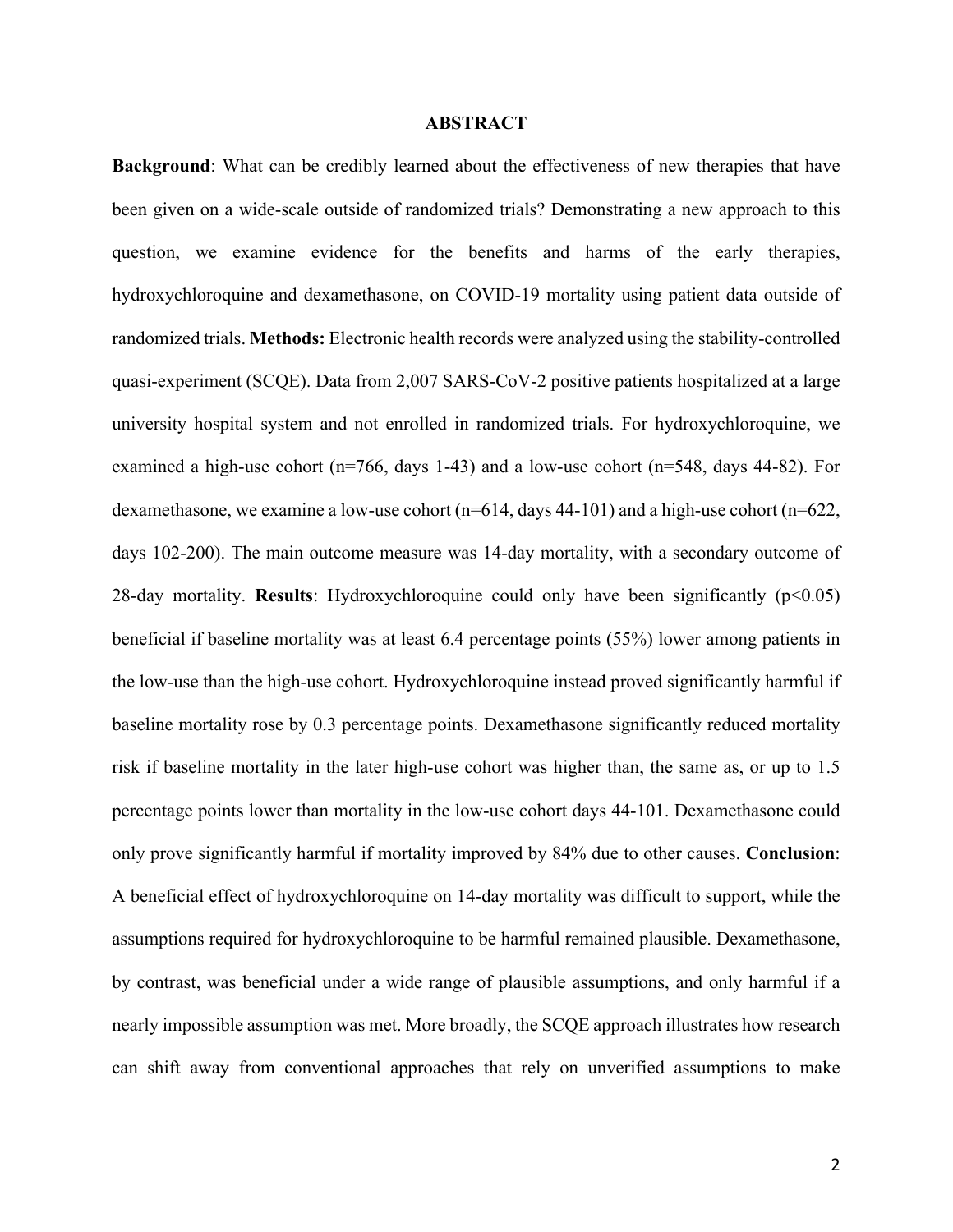## ABSTRACT

**Background**: What can be credibly learned about the effectiveness of new therapies that have been given on a wide-scale outside of randomized trials? Demonstrating a new approach to this question, we examine evidence for the benefits and harms of the early therapies, hydroxychloroquine and dexamethasone, on COVID-19 mortality using patient data outside of randomized trials. **Methods:** Electronic health records were analyzed using the stability-controlled quasi-experiment (SCQE). Data from 2,007 SARS-CoV-2 positive patients hospitalized at a large university hospital system and not enrolled in randomized trials. For hydroxychloroquine, we examined a high-use cohort (n=766, days 1-43) and a low-use cohort (n=548, days 44-82). For dexamethasone, we examine a low-use cohort (n=614, days 44-101) and a high-use cohort (n=622, days 102-200). The main outcome measure was 14-day mortality, with a secondary outcome of 28-day mortality. **Results**: Hydroxychloroquine could only have been significantly ($p<0.05$) beneficial if baseline mortality was at least 6.4 percentage points (55%) lower among patients in the low-use than the high-use cohort. Hydroxychloroquine instead proved significantly harmful if baseline mortality rose by 0.3 percentage points. Dexamethasone significantly reduced mortality risk if baseline mortality in the later high-use cohort was higher than, the same as, or up to 1.5 percentage points lower than mortality in the low-use cohort days 44-101. Dexamethasone could only prove significantly harmful if mortality improved by 84% due to other causes. **Conclusion**: A beneficial effect of hydroxychloroquine on 14-day mortality was difficult to support, while the assumptions required for hydroxychloroquine to be harmful remained plausible. Dexamethasone, by contrast, was beneficial under a wide range of plausible assumptions, and only harmful if a nearly impossible assumption was met. More broadly, the SCQE approach illustrates how research can shift away from conventional approaches that rely on unverified assumptions to make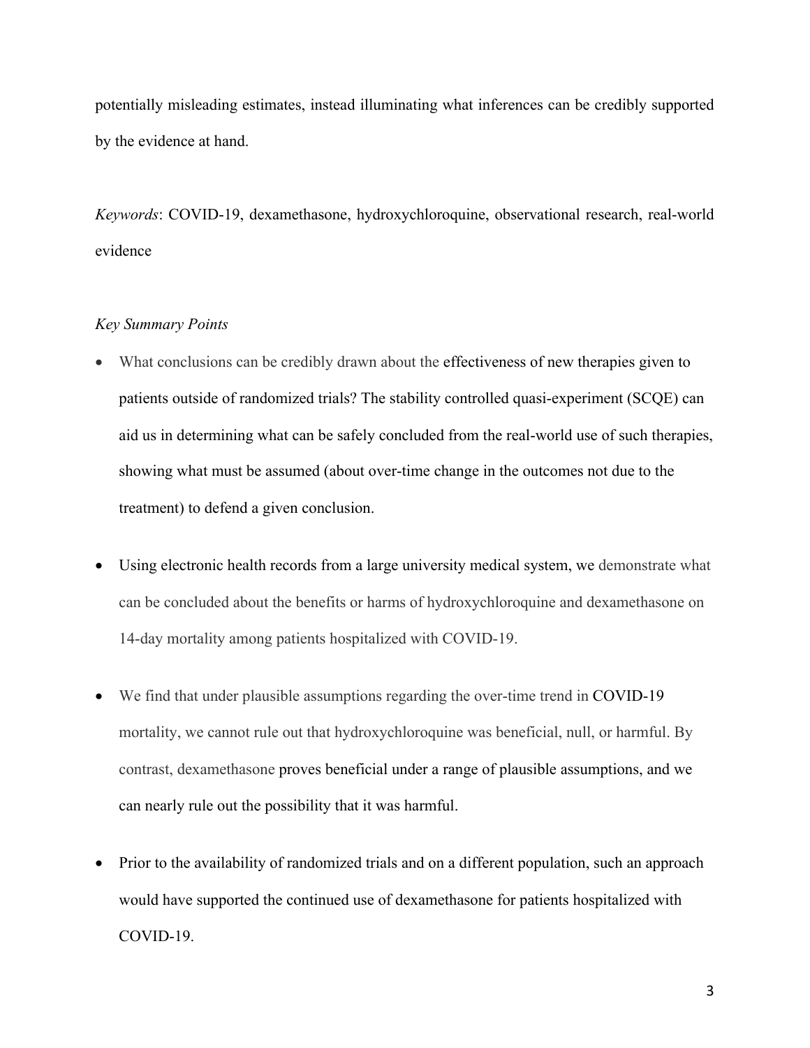potentially misleading estimates, instead illuminating what inferences can be credibly supported by the evidence at hand.

*Keywords*: COVID-19, dexamethasone, hydroxychloroquine, observational research, real-world evidence

*Key Summary Points*

- What conclusions can be credibly drawn about the effectiveness of new therapies given to patients outside of randomized trials? The stability controlled quasi-experiment (SCQE) can aid us in determining what can be safely concluded from the real-world use of such therapies, showing what must be assumed (about over-time change in the outcomes not due to the treatment) to defend a given conclusion.

- Using electronic health records from a large university medical system, we demonstrate what can be concluded about the benefits or harms of hydroxychloroquine and dexamethasone on 14-day mortality among patients hospitalized with COVID-19.

- We find that under plausible assumptions regarding the over-time trend in COVID-19 mortality, we cannot rule out that hydroxychloroquine was beneficial, null, or harmful. By contrast, dexamethasone proves beneficial under a range of plausible assumptions, and we can nearly rule out the possibility that it was harmful.

- Prior to the availability of randomized trials and on a different population, such an approach would have supported the continued use of dexamethasone for patients hospitalized with COVID-19.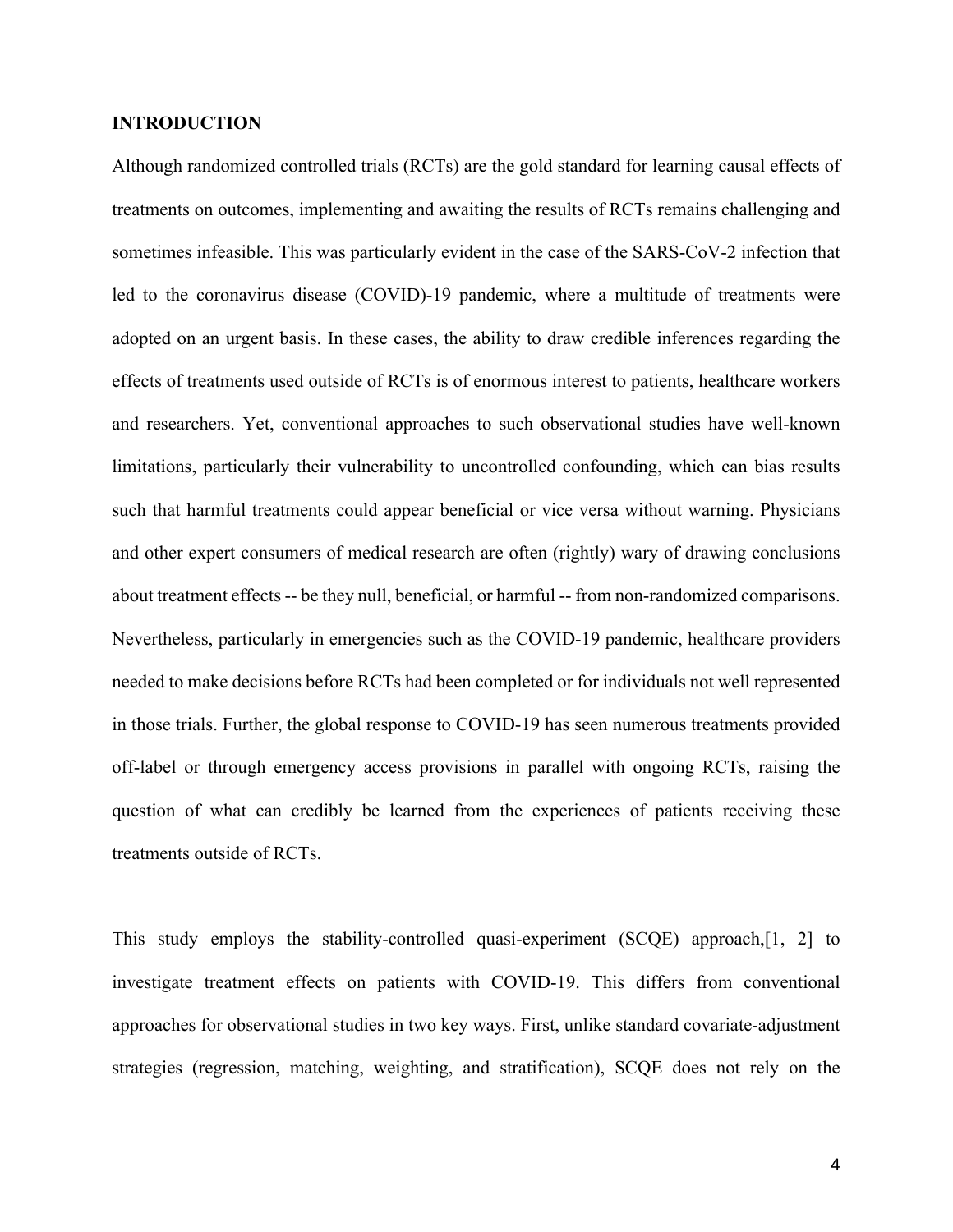## INTRODUCTION

Although randomized controlled trials (RCTs) are the gold standard for learning causal effects of treatments on outcomes, implementing and awaiting the results of RCTs remains challenging and sometimes infeasible. This was particularly evident in the case of the SARS-CoV-2 infection that led to the coronavirus disease (COVID)-19 pandemic, where a multitude of treatments were adopted on an urgent basis. In these cases, the ability to draw credible inferences regarding the effects of treatments used outside of RCTs is of enormous interest to patients, healthcare workers and researchers. Yet, conventional approaches to such observational studies have well-known limitations, particularly their vulnerability to uncontrolled confounding, which can bias results such that harmful treatments could appear beneficial or vice versa without warning. Physicians and other expert consumers of medical research are often (rightly) wary of drawing conclusions about treatment effects -- be they null, beneficial, or harmful -- from non-randomized comparisons. Nevertheless, particularly in emergencies such as the COVID-19 pandemic, healthcare providers needed to make decisions before RCTs had been completed or for individuals not well represented in those trials. Further, the global response to COVID-19 has seen numerous treatments provided off-label or through emergency access provisions in parallel with ongoing RCTs, raising the question of what can credibly be learned from the experiences of patients receiving these treatments outside of RCTs.

This study employs the stability-controlled quasi-experiment (SCQE) approach,[1, 2] to investigate treatment effects on patients with COVID-19. This differs from conventional approaches for observational studies in two key ways. First, unlike standard covariate-adjustment strategies (regression, matching, weighting, and stratification), SCQE does not rely on the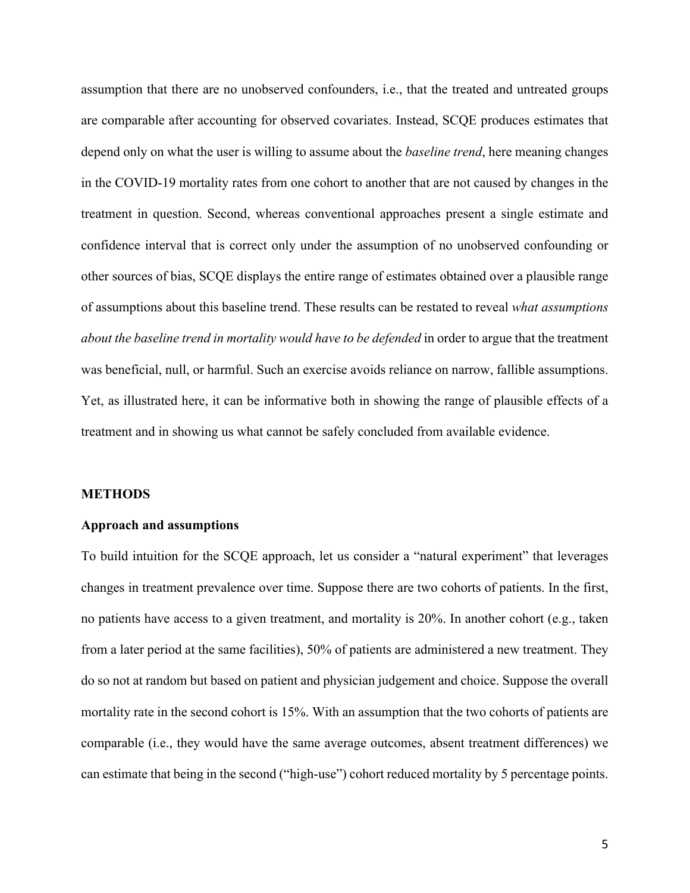assumption that there are no unobserved confounders, i.e., that the treated and untreated groups are comparable after accounting for observed covariates. Instead, SCQE produces estimates that depend only on what the user is willing to assume about the *baseline trend*, here meaning changes in the COVID-19 mortality rates from one cohort to another that are not caused by changes in the treatment in question. Second, whereas conventional approaches present a single estimate and confidence interval that is correct only under the assumption of no unobserved confounding or other sources of bias, SCQE displays the entire range of estimates obtained over a plausible range of assumptions about this baseline trend. These results can be restated to reveal *what assumptions about the baseline trend in mortality would have to be defended* in order to argue that the treatment was beneficial, null, or harmful. Such an exercise avoids reliance on narrow, fallible assumptions. Yet, as illustrated here, it can be informative both in showing the range of plausible effects of a treatment and in showing us what cannot be safely concluded from available evidence.

## METHODS

### Approach and assumptions

To build intuition for the SCQE approach, let us consider a "natural experiment" that leverages changes in treatment prevalence over time. Suppose there are two cohorts of patients. In the first, no patients have access to a given treatment, and mortality is 20%. In another cohort (e.g., taken from a later period at the same facilities), 50% of patients are administered a new treatment. They do so not at random but based on patient and physician judgement and choice. Suppose the overall mortality rate in the second cohort is 15%. With an assumption that the two cohorts of patients are comparable (i.e., they would have the same average outcomes, absent treatment differences) we can estimate that being in the second ("high-use") cohort reduced mortality by 5 percentage points.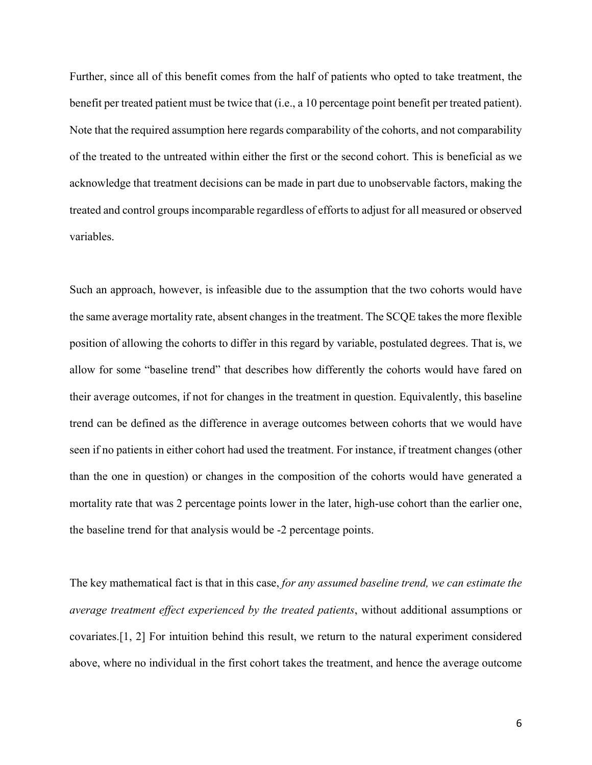Further, since all of this benefit comes from the half of patients who opted to take treatment, the benefit per treated patient must be twice that (i.e., a 10 percentage point benefit per treated patient). Note that the required assumption here regards comparability of the cohorts, and not comparability of the treated to the untreated within either the first or the second cohort. This is beneficial as we acknowledge that treatment decisions can be made in part due to unobservable factors, making the treated and control groups incomparable regardless of efforts to adjust for all measured or observed variables.

Such an approach, however, is infeasible due to the assumption that the two cohorts would have the same average mortality rate, absent changes in the treatment. The SCQE takes the more flexible position of allowing the cohorts to differ in this regard by variable, postulated degrees. That is, we allow for some "baseline trend" that describes how differently the cohorts would have fared on their average outcomes, if not for changes in the treatment in question. Equivalently, this baseline trend can be defined as the difference in average outcomes between cohorts that we would have seen if no patients in either cohort had used the treatment. For instance, if treatment changes (other than the one in question) or changes in the composition of the cohorts would have generated a mortality rate that was 2 percentage points lower in the later, high-use cohort than the earlier one, the baseline trend for that analysis would be -2 percentage points.

The key mathematical fact is that in this case, *for any assumed baseline trend, we can estimate the average treatment effect experienced by the treated patients*, without additional assumptions or covariates.[1, 2] For intuition behind this result, we return to the natural experiment considered above, where no individual in the first cohort takes the treatment, and hence the average outcome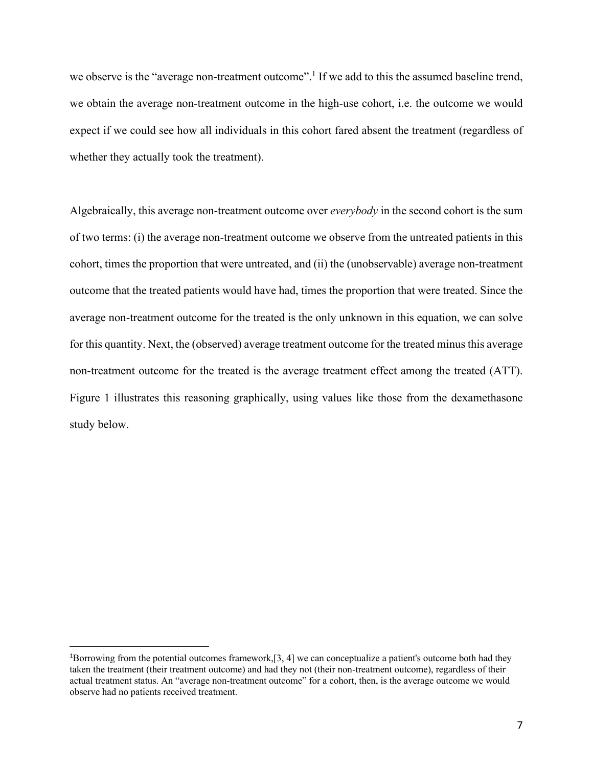we observe is the "average non-treatment outcome".[1] If we add to this the assumed baseline trend, we obtain the average non-treatment outcome in the high-use cohort, i.e. the outcome we would expect if we could see how all individuals in this cohort fared absent the treatment (regardless of whether they actually took the treatment).

Algebraically, this average non-treatment outcome over *everybody* in the second cohort is the sum of two terms: (i) the average non-treatment outcome we observe from the untreated patients in this cohort, times the proportion that were untreated, and (ii) the (unobservable) average non-treatment outcome that the treated patients would have had, times the proportion that were treated. Since the average non-treatment outcome for the treated is the only unknown in this equation, we can solve for this quantity. Next, the (observed) average treatment outcome for the treated minus this average non-treatment outcome for the treated is the average treatment effect among the treated (ATT). Figure 1 illustrates this reasoning graphically, using values like those from the dexamethasone study below.

[1] Borrowing from the potential outcomes framework,[3, 4] we can conceptualize a patient's outcome both had they taken the treatment (their treatment outcome) and had they not (their non-treatment outcome), regardless of their actual treatment status. An "average non-treatment outcome" for a cohort, then, is the average outcome we would observe had no patients received treatment.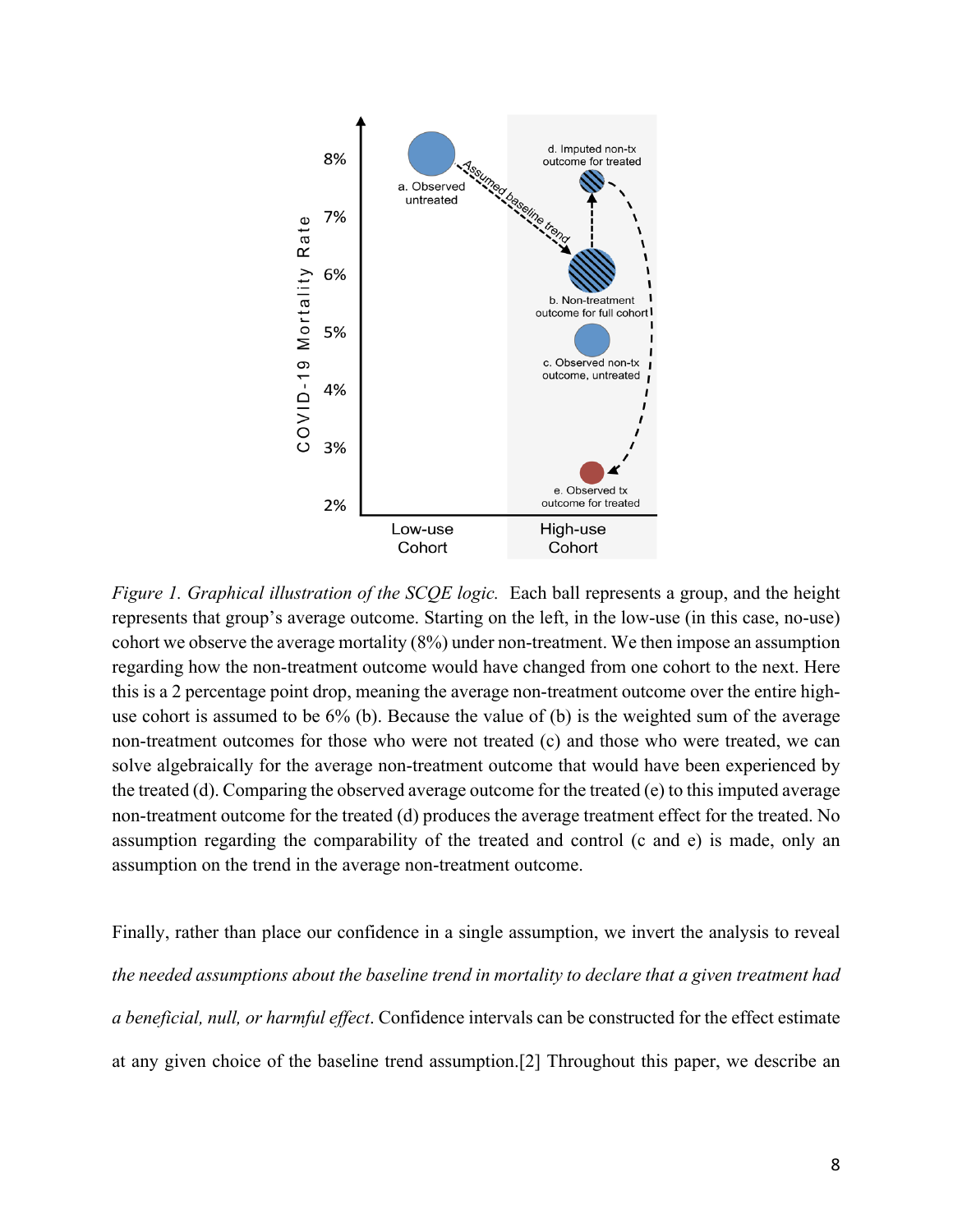*Figure 1. Graphical illustration of the SCQE logic.* Each ball represents a group, and the height represents that group's average outcome. Starting on the left, in the low-use (in this case, no-use) cohort we observe the average mortality (8%) under non-treatment. We then impose an assumption regarding how the non-treatment outcome would have changed from one cohort to the next. Here this is a 2 percentage point drop, meaning the average non-treatment outcome over the entire high-use cohort is assumed to be 6% (b). Because the value of (b) is the weighted sum of the average non-treatment outcomes for those who were not treated (c) and those who were treated, we can solve algebraically for the average non-treatment outcome that would have been experienced by the treated (d). Comparing the observed average outcome for the treated (e) to this imputed average non-treatment outcome for the treated (d) produces the average treatment effect for the treated. No assumption regarding the comparability of the treated and control (c and e) is made, only an assumption on the trend in the average non-treatment outcome.

Finally, rather than place our confidence in a single assumption, we invert the analysis to reveal *the needed assumptions about the baseline trend in mortality to declare that a given treatment had a beneficial, null, or harmful effect*. Confidence intervals can be constructed for the effect estimate at any given choice of the baseline trend assumption.[2] Throughout this paper, we describe an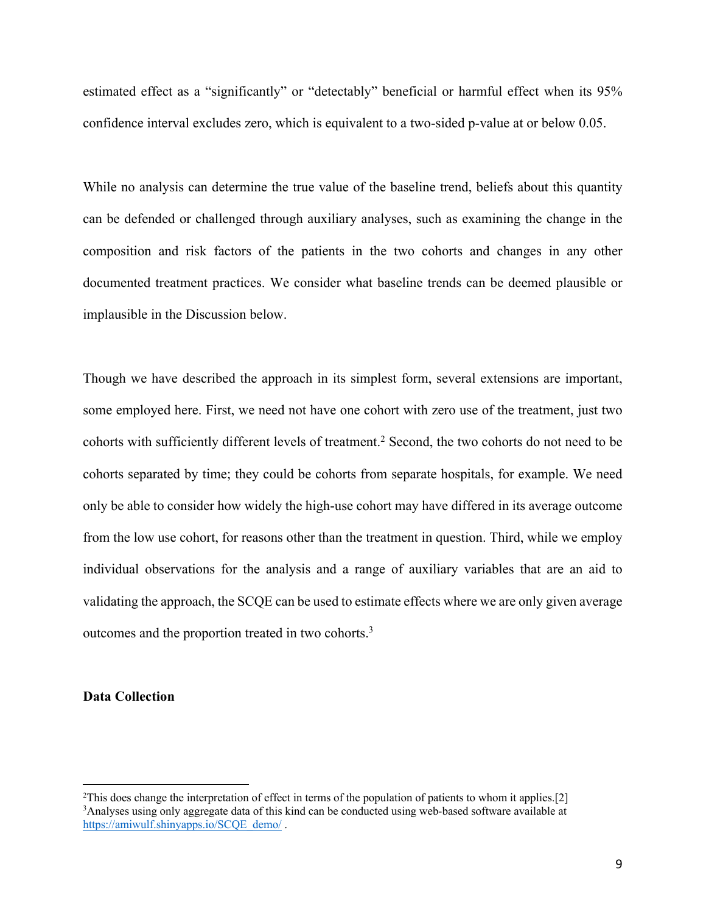estimated effect as a "significantly" or "detectably" beneficial or harmful effect when its 95% confidence interval excludes zero, which is equivalent to a two-sided p-value at or below 0.05.

While no analysis can determine the true value of the baseline trend, beliefs about this quantity can be defended or challenged through auxiliary analyses, such as examining the change in the composition and risk factors of the patients in the two cohorts and changes in any other documented treatment practices. We consider what baseline trends can be deemed plausible or implausible in the Discussion below.

Though we have described the approach in its simplest form, several extensions are important, some employed here. First, we need not have one cohort with zero use of the treatment, just two cohorts with sufficiently different levels of treatment.[2] Second, the two cohorts do not need to be cohorts separated by time; they could be cohorts from separate hospitals, for example. We need only be able to consider how widely the high-use cohort may have differed in its average outcome from the low use cohort, for reasons other than the treatment in question. Third, while we employ individual observations for the analysis and a range of auxiliary variables that are an aid to validating the approach, the SCQE can be used to estimate effects where we are only given average outcomes and the proportion treated in two cohorts.[3]

**Data Collection**

---

[2]This does change the interpretation of effect in terms of the population of patients to whom it applies.[2]

[3]Analyses using only aggregate data of this kind can be conducted using web-based software available at https://amiwulf.shinyapps.io/SCQE_demo/ .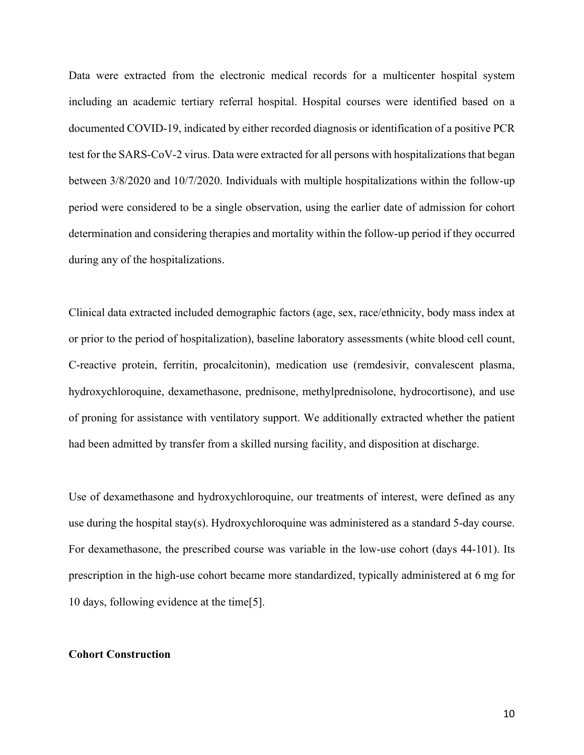Data were extracted from the electronic medical records for a multicenter hospital system including an academic tertiary referral hospital. Hospital courses were identified based on a documented COVID-19, indicated by either recorded diagnosis or identification of a positive PCR test for the SARS-CoV-2 virus. Data were extracted for all persons with hospitalizations that began between 3/8/2020 and 10/7/2020. Individuals with multiple hospitalizations within the follow-up period were considered to be a single observation, using the earlier date of admission for cohort determination and considering therapies and mortality within the follow-up period if they occurred during any of the hospitalizations.

Clinical data extracted included demographic factors (age, sex, race/ethnicity, body mass index at or prior to the period of hospitalization), baseline laboratory assessments (white blood cell count, C-reactive protein, ferritin, procalcitonin), medication use (remdesivir, convalescent plasma, hydroxychloroquine, dexamethasone, prednisone, methylprednisolone, hydrocortisone), and use of proning for assistance with ventilatory support. We additionally extracted whether the patient had been admitted by transfer from a skilled nursing facility, and disposition at discharge.

Use of dexamethasone and hydroxychloroquine, our treatments of interest, were defined as any use during the hospital stay(s). Hydroxychloroquine was administered as a standard 5-day course. For dexamethasone, the prescribed course was variable in the low-use cohort (days 44-101). Its prescription in the high-use cohort became more standardized, typically administered at 6 mg for 10 days, following evidence at the time[5].

**Cohort Construction**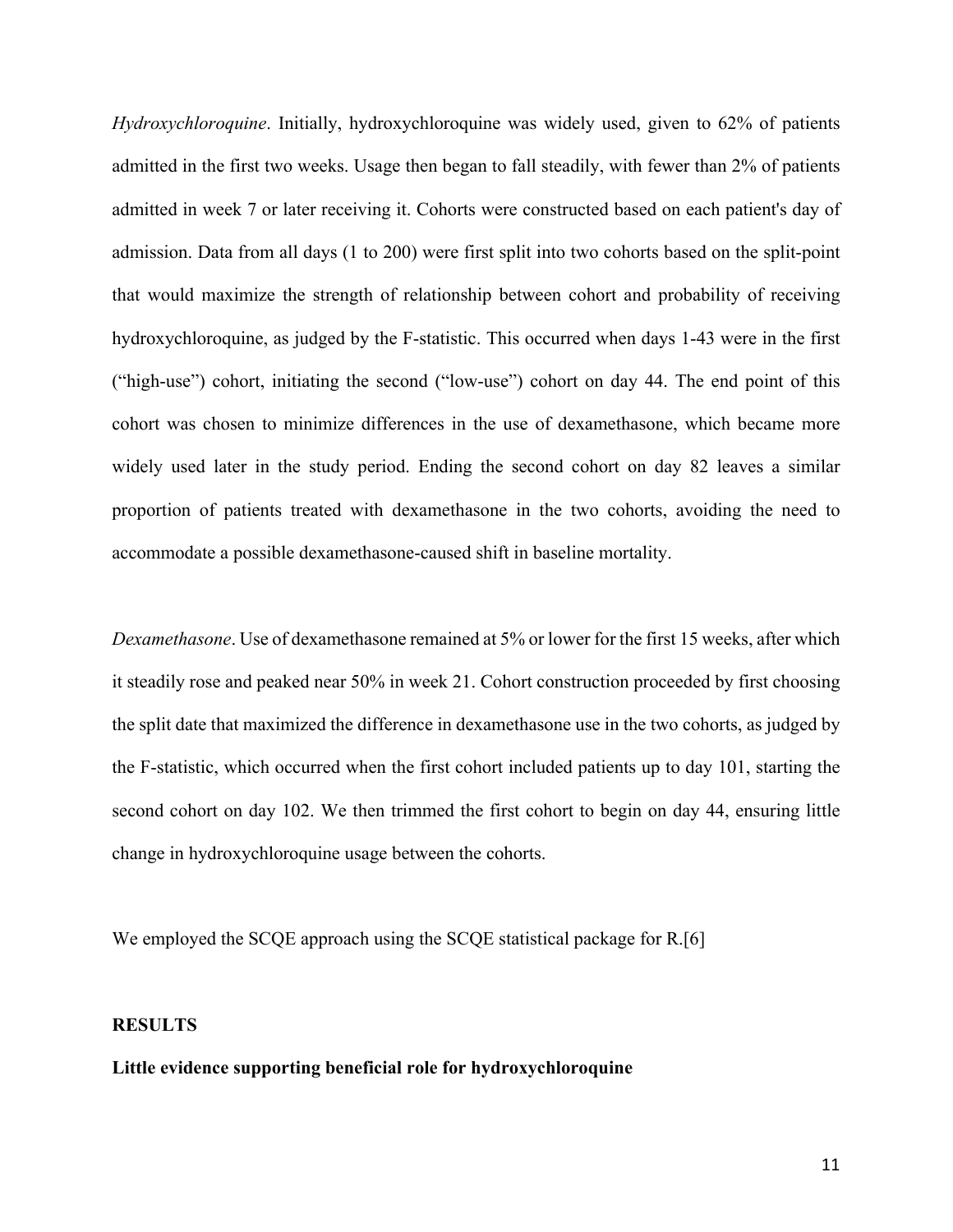*Hydroxychloroquine*. Initially, hydroxychloroquine was widely used, given to 62% of patients admitted in the first two weeks. Usage then began to fall steadily, with fewer than 2% of patients admitted in week 7 or later receiving it. Cohorts were constructed based on each patient's day of admission. Data from all days (1 to 200) were first split into two cohorts based on the split-point that would maximize the strength of relationship between cohort and probability of receiving hydroxychloroquine, as judged by the F-statistic. This occurred when days 1-43 were in the first ("high-use") cohort, initiating the second ("low-use") cohort on day 44. The end point of this cohort was chosen to minimize differences in the use of dexamethasone, which became more widely used later in the study period. Ending the second cohort on day 82 leaves a similar proportion of patients treated with dexamethasone in the two cohorts, avoiding the need to accommodate a possible dexamethasone-caused shift in baseline mortality.

*Dexamethasone*. Use of dexamethasone remained at 5% or lower for the first 15 weeks, after which it steadily rose and peaked near 50% in week 21. Cohort construction proceeded by first choosing the split date that maximized the difference in dexamethasone use in the two cohorts, as judged by the F-statistic, which occurred when the first cohort included patients up to day 101, starting the second cohort on day 102. We then trimmed the first cohort to begin on day 44, ensuring little change in hydroxychloroquine usage between the cohorts.

We employed the SCQE approach using the SCQE statistical package for R.[6]

## RESULTS

### Little evidence supporting beneficial role for hydroxychloroquine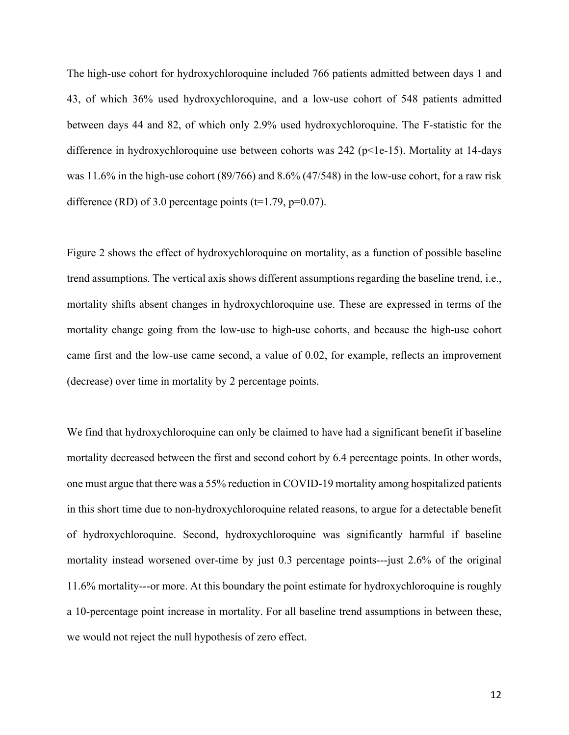The high-use cohort for hydroxychloroquine included 766 patients admitted between days 1 and 43, of which 36% used hydroxychloroquine, and a low-use cohort of 548 patients admitted between days 44 and 82, of which only 2.9% used hydroxychloroquine. The F-statistic for the difference in hydroxychloroquine use between cohorts was 242 ($p<1e\text{-}15$). Mortality at 14-days was 11.6% in the high-use cohort (89/766) and 8.6% (47/548) in the low-use cohort, for a raw risk difference (RD) of 3.0 percentage points ($t=1.79$, $p=0.07$).

Figure 2 shows the effect of hydroxychloroquine on mortality, as a function of possible baseline trend assumptions. The vertical axis shows different assumptions regarding the baseline trend, i.e., mortality shifts absent changes in hydroxychloroquine use. These are expressed in terms of the mortality change going from the low-use to high-use cohorts, and because the high-use cohort came first and the low-use came second, a value of 0.02, for example, reflects an improvement (decrease) over time in mortality by 2 percentage points.

We find that hydroxychloroquine can only be claimed to have had a significant benefit if baseline mortality decreased between the first and second cohort by 6.4 percentage points. In other words, one must argue that there was a 55% reduction in COVID-19 mortality among hospitalized patients in this short time due to non-hydroxychloroquine related reasons, to argue for a detectable benefit of hydroxychloroquine. Second, hydroxychloroquine was significantly harmful if baseline mortality instead worsened over-time by just 0.3 percentage points---just 2.6% of the original 11.6% mortality---or more. At this boundary the point estimate for hydroxychloroquine is roughly a 10-percentage point increase in mortality. For all baseline trend assumptions in between these, we would not reject the null hypothesis of zero effect.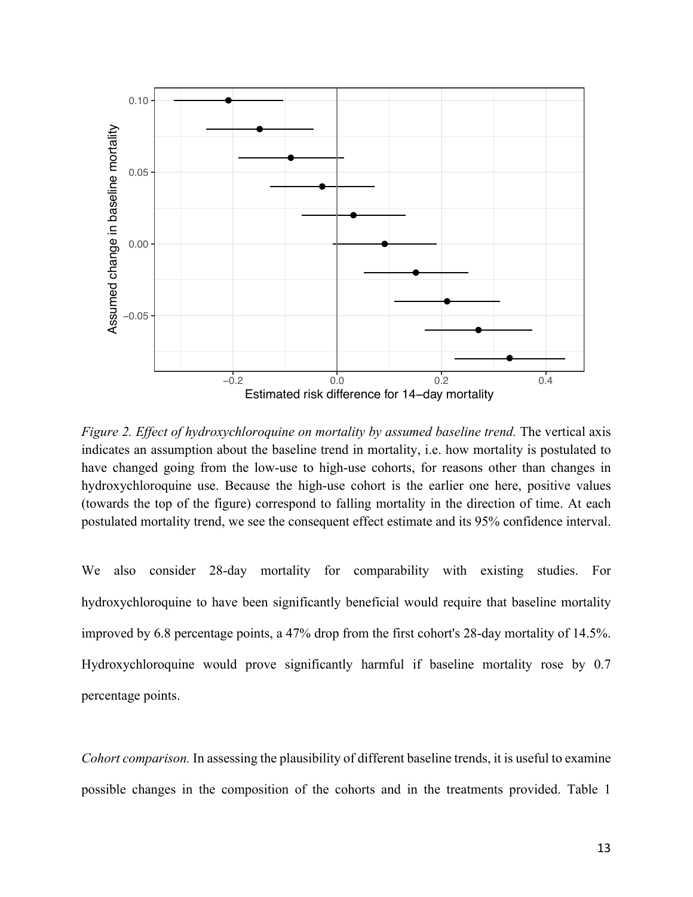*Figure 2. Effect of hydroxychloroquine on mortality by assumed baseline trend.* The vertical axis indicates an assumption about the baseline trend in mortality, i.e. how mortality is postulated to have changed going from the low-use to high-use cohorts, for reasons other than changes in hydroxychloroquine use. Because the high-use cohort is the earlier one here, positive values (towards the top of the figure) correspond to falling mortality in the direction of time. At each postulated mortality trend, we see the consequent effect estimate and its 95% confidence interval.

We also consider 28-day mortality for comparability with existing studies. For hydroxychloroquine to have been significantly beneficial would require that baseline mortality improved by 6.8 percentage points, a 47% drop from the first cohort's 28-day mortality of 14.5%. Hydroxychloroquine would prove significantly harmful if baseline mortality rose by 0.7 percentage points.

*Cohort comparison.* In assessing the plausibility of different baseline trends, it is useful to examine possible changes in the composition of the cohorts and in the treatments provided. Table 1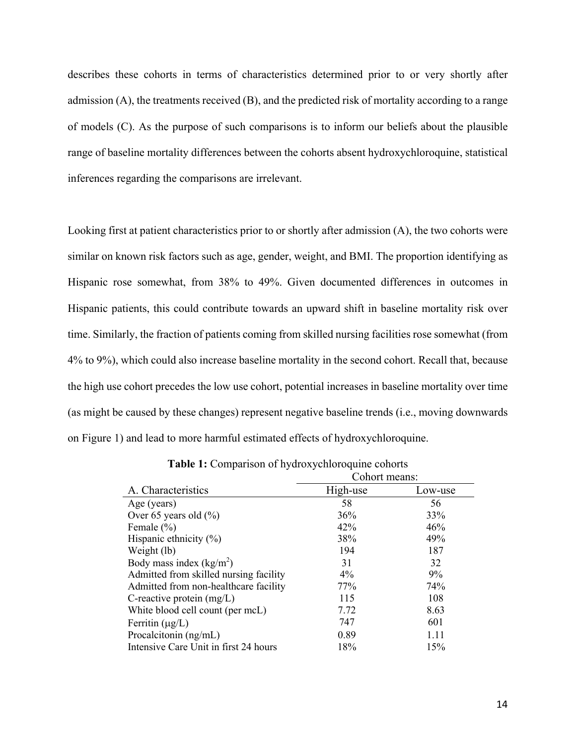describes these cohorts in terms of characteristics determined prior to or very shortly after admission (A), the treatments received (B), and the predicted risk of mortality according to a range of models (C). As the purpose of such comparisons is to inform our beliefs about the plausible range of baseline mortality differences between the cohorts absent hydroxychloroquine, statistical inferences regarding the comparisons are irrelevant.

Looking first at patient characteristics prior to or shortly after admission (A), the two cohorts were similar on known risk factors such as age, gender, weight, and BMI. The proportion identifying as Hispanic rose somewhat, from 38% to 49%. Given documented differences in outcomes in Hispanic patients, this could contribute towards an upward shift in baseline mortality risk over time. Similarly, the fraction of patients coming from skilled nursing facilities rose somewhat (from 4% to 9%), which could also increase baseline mortality in the second cohort. Recall that, because the high use cohort precedes the low use cohort, potential increases in baseline mortality over time (as might be caused by these changes) represent negative baseline trends (i.e., moving downwards on Figure 1) and lead to more harmful estimated effects of hydroxychloroquine.

**Table 1:** Comparison of hydroxychloroquine cohorts

| | Cohort means: | |
|---|---|---|
| A. Characteristics | High-use | Low-use |
| Age (years) | 58 | 56 |
| Over 65 years old (%) | 36% | 33% |
| Female (%) | 42% | 46% |
| Hispanic ethnicity (%) | 38% | 49% |
| Weight (lb) | 194 | 187 |
| Body mass index (kg/m$^2$) | 31 | 32 |
| Admitted from skilled nursing facility | 4% | 9% |
| Admitted from non-healthcare facility | 77% | 74% |
| C-reactive protein (mg/L) | 115 | 108 |
| White blood cell count (per mcL) | 7.72 | 8.63 |
| Ferritin (μg/L) | 747 | 601 |
| Procalcitonin (ng/mL) | 0.89 | 1.11 |
| Intensive Care Unit in first 24 hours | 18% | 15% |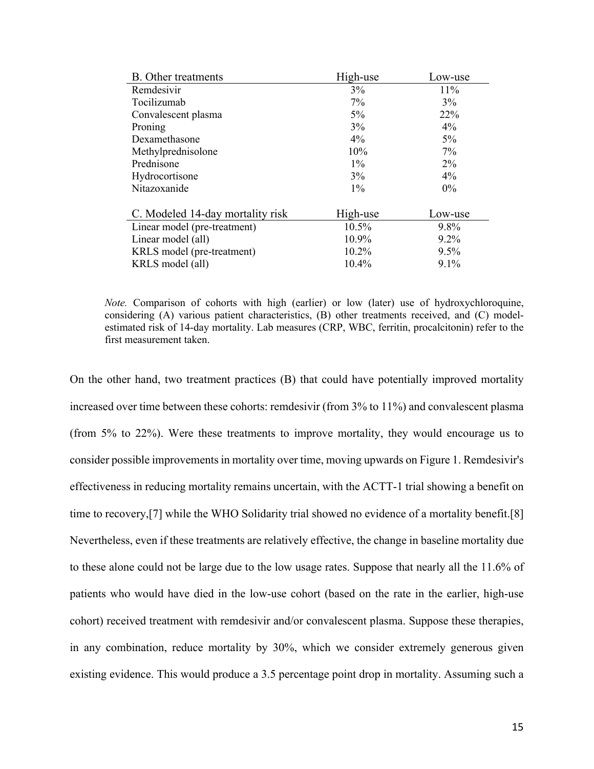| B. Other treatments | High-use | Low-use |
|---|---|---|
| Remdesivir | 3% | 11% |
| Tocilizumab | 7% | 3% |
| Convalescent plasma | 5% | 22% |
| Proning | 3% | 4% |
| Dexamethasone | 4% | 5% |
| Methylprednisolone | 10% | 7% |
| Prednisone | 1% | 2% |
| Hydrocortisone | 3% | 4% |
| Nitazoxanide | 1% | 0% |

| C. Modeled 14-day mortality risk | High-use | Low-use |
|---|---|---|
| Linear model (pre-treatment) | 10.5% | 9.8% |
| Linear model (all) | 10.9% | 9.2% |
| KRLS model (pre-treatment) | 10.2% | 9.5% |
| KRLS model (all) | 10.4% | 9.1% |

*Note.* Comparison of cohorts with high (earlier) or low (later) use of hydroxychloroquine, considering (A) various patient characteristics, (B) other treatments received, and (C) model-estimated risk of 14-day mortality. Lab measures (CRP, WBC, ferritin, procalcitonin) refer to the first measurement taken.

On the other hand, two treatment practices (B) that could have potentially improved mortality increased over time between these cohorts: remdesivir (from 3% to 11%) and convalescent plasma (from 5% to 22%). Were these treatments to improve mortality, they would encourage us to consider possible improvements in mortality over time, moving upwards on Figure 1. Remdesivir's effectiveness in reducing mortality remains uncertain, with the ACTT-1 trial showing a benefit on time to recovery,[7] while the WHO Solidarity trial showed no evidence of a mortality benefit.[8] Nevertheless, even if these treatments are relatively effective, the change in baseline mortality due to these alone could not be large due to the low usage rates. Suppose that nearly all the 11.6% of patients who would have died in the low-use cohort (based on the rate in the earlier, high-use cohort) received treatment with remdesivir and/or convalescent plasma. Suppose these therapies, in any combination, reduce mortality by 30%, which we consider extremely generous given existing evidence. This would produce a 3.5 percentage point drop in mortality. Assuming such a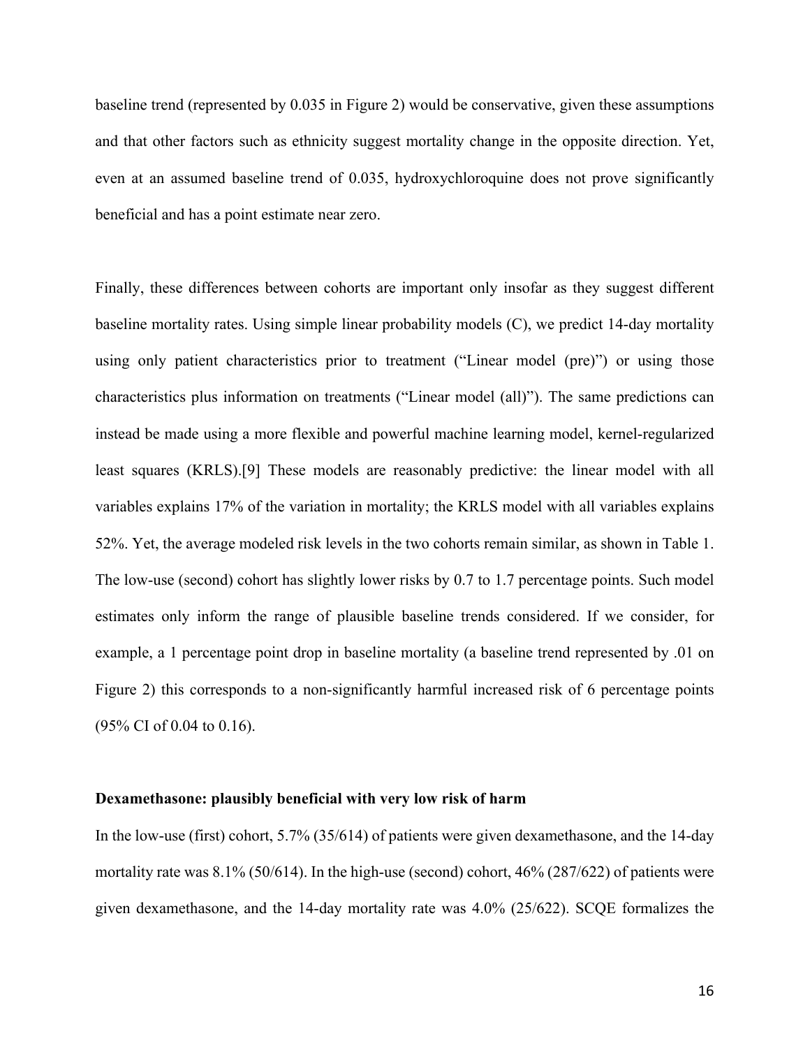baseline trend (represented by 0.035 in Figure 2) would be conservative, given these assumptions and that other factors such as ethnicity suggest mortality change in the opposite direction. Yet, even at an assumed baseline trend of 0.035, hydroxychloroquine does not prove significantly beneficial and has a point estimate near zero.

Finally, these differences between cohorts are important only insofar as they suggest different baseline mortality rates. Using simple linear probability models (C), we predict 14-day mortality using only patient characteristics prior to treatment ("Linear model (pre)") or using those characteristics plus information on treatments ("Linear model (all)"). The same predictions can instead be made using a more flexible and powerful machine learning model, kernel-regularized least squares (KRLS).[9] These models are reasonably predictive: the linear model with all variables explains 17% of the variation in mortality; the KRLS model with all variables explains 52%. Yet, the average modeled risk levels in the two cohorts remain similar, as shown in Table 1. The low-use (second) cohort has slightly lower risks by 0.7 to 1.7 percentage points. Such model estimates only inform the range of plausible baseline trends considered. If we consider, for example, a 1 percentage point drop in baseline mortality (a baseline trend represented by .01 on Figure 2) this corresponds to a non-significantly harmful increased risk of 6 percentage points (95% CI of 0.04 to 0.16).

**Dexamethasone: plausibly beneficial with very low risk of harm**

In the low-use (first) cohort, 5.7% (35/614) of patients were given dexamethasone, and the 14-day mortality rate was 8.1% (50/614). In the high-use (second) cohort, 46% (287/622) of patients were given dexamethasone, and the 14-day mortality rate was 4.0% (25/622). SCQE formalizes the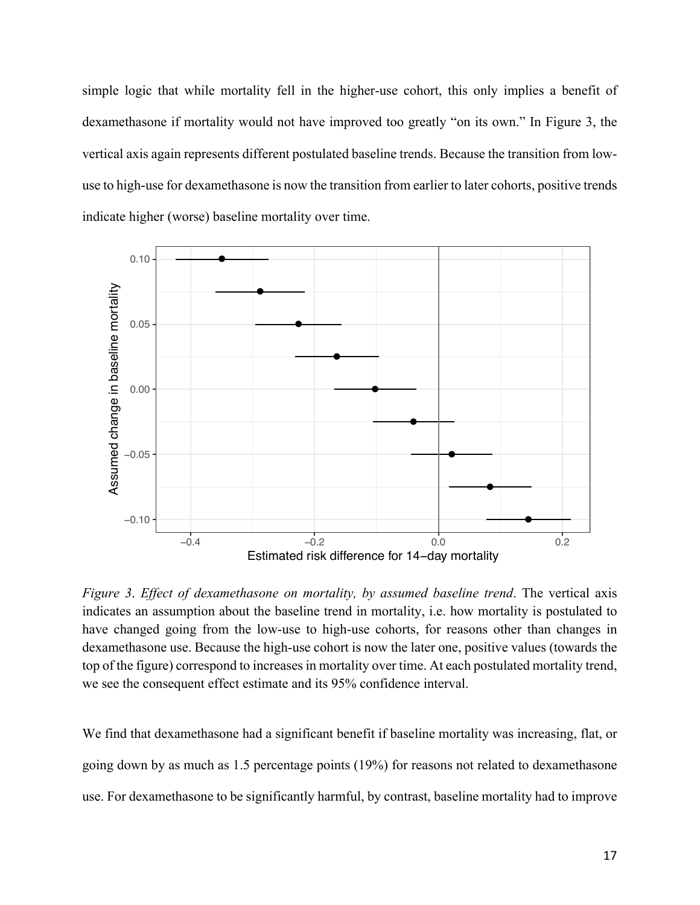simple logic that while mortality fell in the higher-use cohort, this only implies a benefit of dexamethasone if mortality would not have improved too greatly "on its own." In Figure 3, the vertical axis again represents different postulated baseline trends. Because the transition from low-use to high-use for dexamethasone is now the transition from earlier to later cohorts, positive trends indicate higher (worse) baseline mortality over time.

*Figure 3. Effect of dexamethasone on mortality, by assumed baseline trend*. The vertical axis indicates an assumption about the baseline trend in mortality, i.e. how mortality is postulated to have changed going from the low-use to high-use cohorts, for reasons other than changes in dexamethasone use. Because the high-use cohort is now the later one, positive values (towards the top of the figure) correspond to increases in mortality over time. At each postulated mortality trend, we see the consequent effect estimate and its 95% confidence interval.

We find that dexamethasone had a significant benefit if baseline mortality was increasing, flat, or going down by as much as 1.5 percentage points (19%) for reasons not related to dexamethasone use. For dexamethasone to be significantly harmful, by contrast, baseline mortality had to improve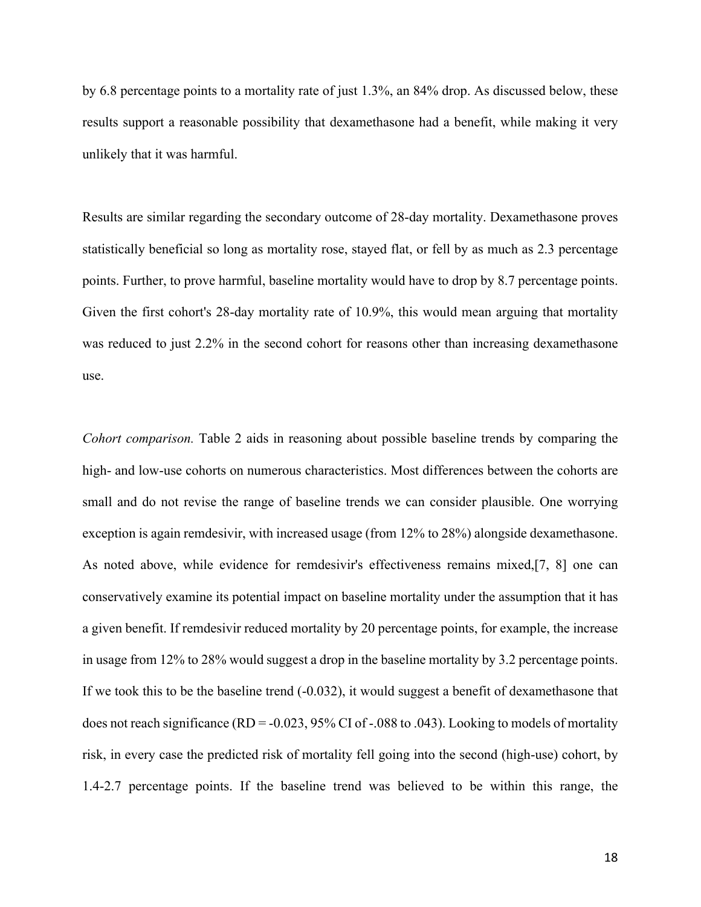by 6.8 percentage points to a mortality rate of just 1.3%, an 84% drop. As discussed below, these results support a reasonable possibility that dexamethasone had a benefit, while making it very unlikely that it was harmful.

Results are similar regarding the secondary outcome of 28-day mortality. Dexamethasone proves statistically beneficial so long as mortality rose, stayed flat, or fell by as much as 2.3 percentage points. Further, to prove harmful, baseline mortality would have to drop by 8.7 percentage points. Given the first cohort's 28-day mortality rate of 10.9%, this would mean arguing that mortality was reduced to just 2.2% in the second cohort for reasons other than increasing dexamethasone use.

*Cohort comparison.* Table 2 aids in reasoning about possible baseline trends by comparing the high- and low-use cohorts on numerous characteristics. Most differences between the cohorts are small and do not revise the range of baseline trends we can consider plausible. One worrying exception is again remdesivir, with increased usage (from 12% to 28%) alongside dexamethasone. As noted above, while evidence for remdesivir's effectiveness remains mixed,[7, 8] one can conservatively examine its potential impact on baseline mortality under the assumption that it has a given benefit. If remdesivir reduced mortality by 20 percentage points, for example, the increase in usage from 12% to 28% would suggest a drop in the baseline mortality by 3.2 percentage points. If we took this to be the baseline trend (-0.032), it would suggest a benefit of dexamethasone that does not reach significance (RD = -0.023, 95% CI of -.088 to .043). Looking to models of mortality risk, in every case the predicted risk of mortality fell going into the second (high-use) cohort, by 1.4-2.7 percentage points. If the baseline trend was believed to be within this range, the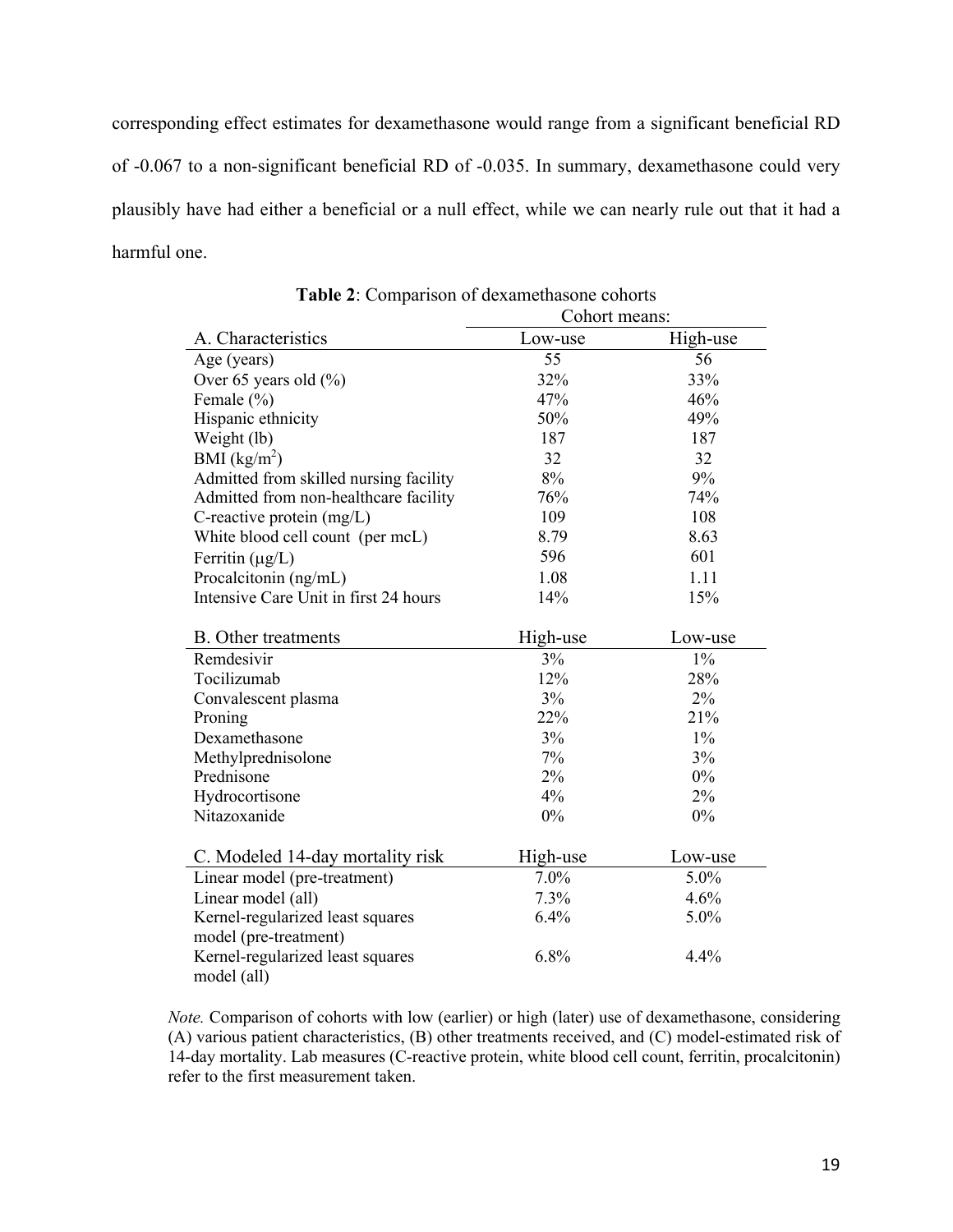corresponding effect estimates for dexamethasone would range from a significant beneficial RD of -0.067 to a non-significant beneficial RD of -0.035. In summary, dexamethasone could very plausibly have had either a beneficial or a null effect, while we can nearly rule out that it had a harmful one.

**Table 2**: Comparison of dexamethasone cohorts

| | Cohort means: | |
|---|---|---|
| A. Characteristics | Low-use | High-use |
| Age (years) | 55 | 56 |
| Over 65 years old (%) | 32% | 33% |
| Female (%) | 47% | 46% |
| Hispanic ethnicity | 50% | 49% |
| Weight (lb) | 187 | 187 |
| BMI (kg/m$^2$) | 32 | 32 |
| Admitted from skilled nursing facility | 8% | 9% |
| Admitted from non-healthcare facility | 76% | 74% |
| C-reactive protein (mg/L) | 109 | 108 |
| White blood cell count (per mcL) | 8.79 | 8.63 |
| Ferritin (μg/L) | 596 | 601 |
| Procalcitonin (ng/mL) | 1.08 | 1.11 |
| Intensive Care Unit in first 24 hours | 14% | 15% |
| **B. Other treatments** | **High-use** | **Low-use** |
| Remdesivir | 3% | 1% |
| Tocilizumab | 12% | 28% |
| Convalescent plasma | 3% | 2% |
| Proning | 22% | 21% |
| Dexamethasone | 3% | 1% |
| Methylprednisolone | 7% | 3% |
| Prednisone | 2% | 0% |
| Hydrocortisone | 4% | 2% |
| Nitazoxanide | 0% | 0% |
| **C. Modeled 14-day mortality risk** | **High-use** | **Low-use** |
| Linear model (pre-treatment) | 7.0% | 5.0% |
| Linear model (all) | 7.3% | 4.6% |
| Kernel-regularized least squares model (pre-treatment) | 6.4% | 5.0% |
| Kernel-regularized least squares model (all) | 6.8% | 4.4% |

*Note.* Comparison of cohorts with low (earlier) or high (later) use of dexamethasone, considering (A) various patient characteristics, (B) other treatments received, and (C) model-estimated risk of 14-day mortality. Lab measures (C-reactive protein, white blood cell count, ferritin, procalcitonin) refer to the first measurement taken.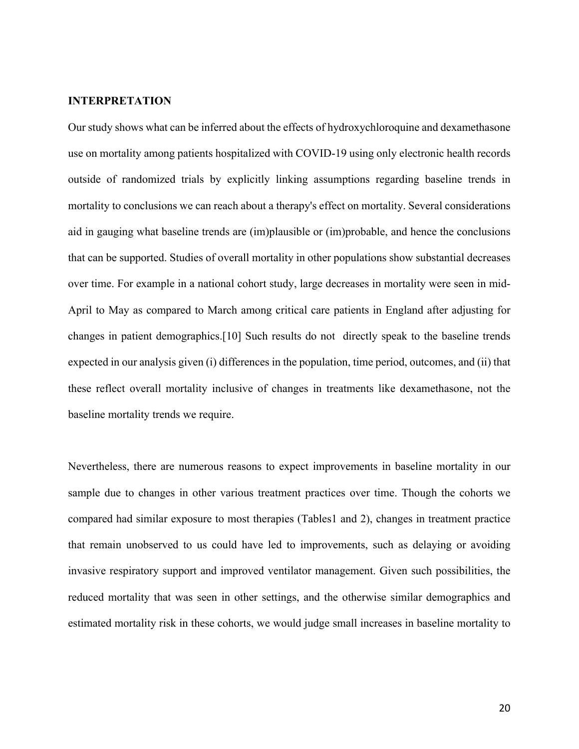## INTERPRETATION

Our study shows what can be inferred about the effects of hydroxychloroquine and dexamethasone use on mortality among patients hospitalized with COVID-19 using only electronic health records outside of randomized trials by explicitly linking assumptions regarding baseline trends in mortality to conclusions we can reach about a therapy's effect on mortality. Several considerations aid in gauging what baseline trends are (im)plausible or (im)probable, and hence the conclusions that can be supported. Studies of overall mortality in other populations show substantial decreases over time. For example in a national cohort study, large decreases in mortality were seen in mid-April to May as compared to March among critical care patients in England after adjusting for changes in patient demographics.[10] Such results do not directly speak to the baseline trends expected in our analysis given (i) differences in the population, time period, outcomes, and (ii) that these reflect overall mortality inclusive of changes in treatments like dexamethasone, not the baseline mortality trends we require.

Nevertheless, there are numerous reasons to expect improvements in baseline mortality in our sample due to changes in other various treatment practices over time. Though the cohorts we compared had similar exposure to most therapies (Tables1 and 2), changes in treatment practice that remain unobserved to us could have led to improvements, such as delaying or avoiding invasive respiratory support and improved ventilator management. Given such possibilities, the reduced mortality that was seen in other settings, and the otherwise similar demographics and estimated mortality risk in these cohorts, we would judge small increases in baseline mortality to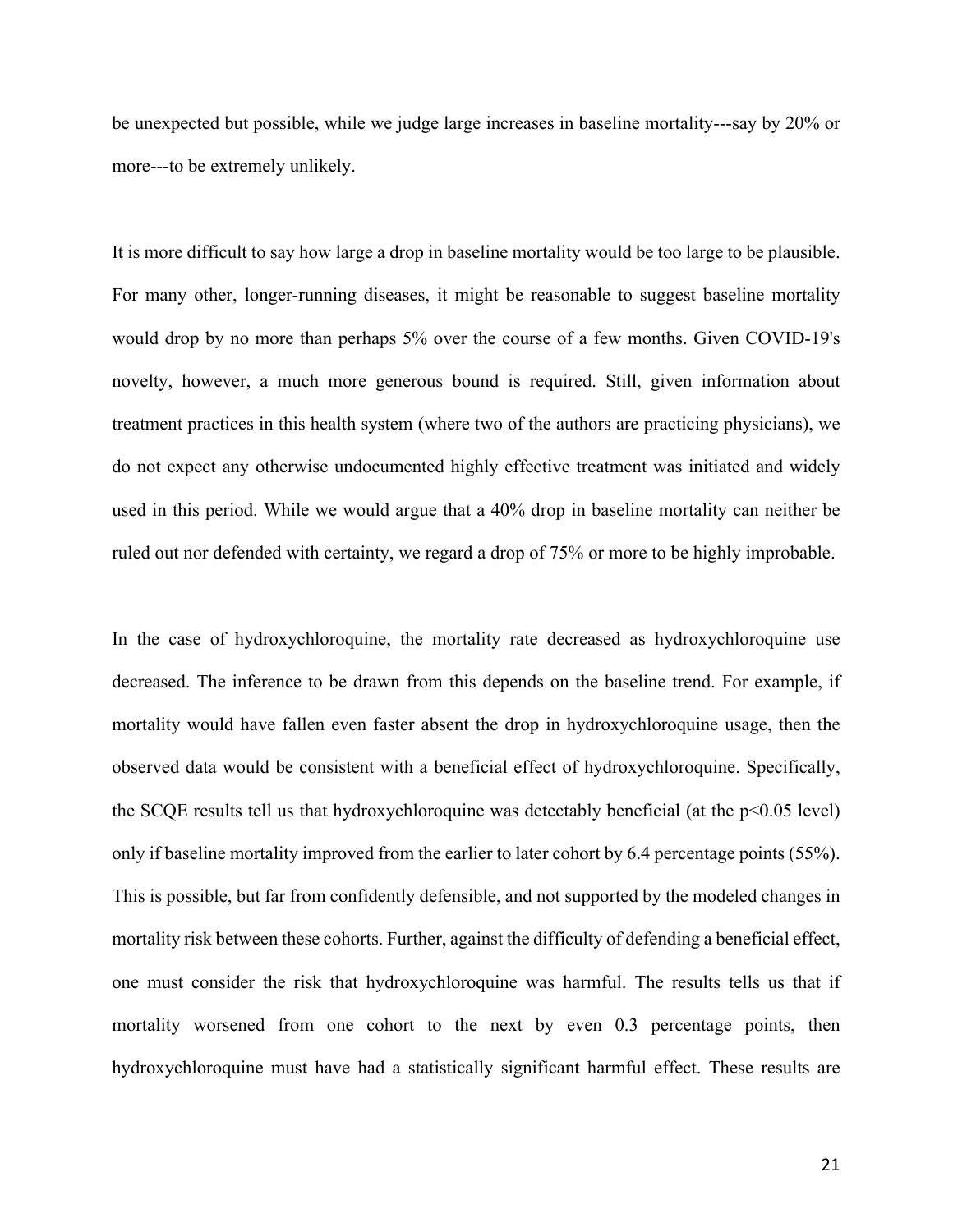be unexpected but possible, while we judge large increases in baseline mortality---say by 20% or more---to be extremely unlikely.

It is more difficult to say how large a drop in baseline mortality would be too large to be plausible. For many other, longer-running diseases, it might be reasonable to suggest baseline mortality would drop by no more than perhaps 5% over the course of a few months. Given COVID-19's novelty, however, a much more generous bound is required. Still, given information about treatment practices in this health system (where two of the authors are practicing physicians), we do not expect any otherwise undocumented highly effective treatment was initiated and widely used in this period. While we would argue that a 40% drop in baseline mortality can neither be ruled out nor defended with certainty, we regard a drop of 75% or more to be highly improbable.

In the case of hydroxychloroquine, the mortality rate decreased as hydroxychloroquine use decreased. The inference to be drawn from this depends on the baseline trend. For example, if mortality would have fallen even faster absent the drop in hydroxychloroquine usage, then the observed data would be consistent with a beneficial effect of hydroxychloroquine. Specifically, the SCQE results tell us that hydroxychloroquine was detectably beneficial (at the $p<0.05$ level) only if baseline mortality improved from the earlier to later cohort by 6.4 percentage points (55%). This is possible, but far from confidently defensible, and not supported by the modeled changes in mortality risk between these cohorts. Further, against the difficulty of defending a beneficial effect, one must consider the risk that hydroxychloroquine was harmful. The results tells us that if mortality worsened from one cohort to the next by even 0.3 percentage points, then hydroxychloroquine must have had a statistically significant harmful effect. These results are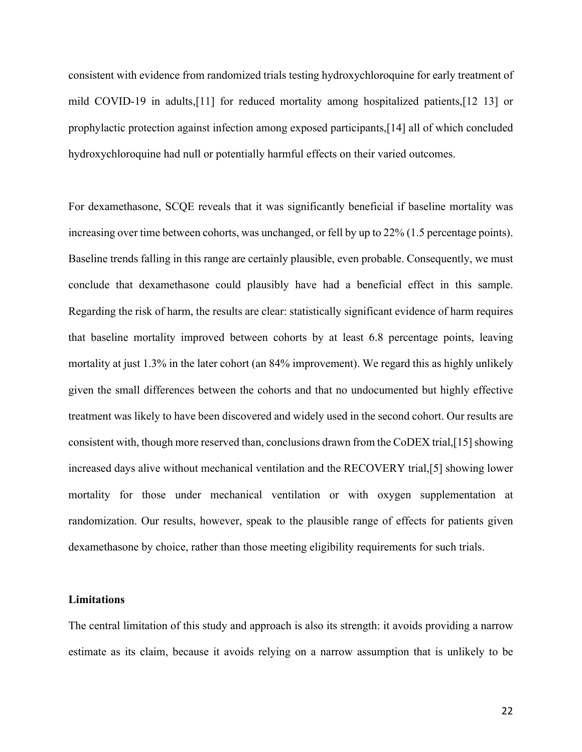consistent with evidence from randomized trials testing hydroxychloroquine for early treatment of mild COVID-19 in adults,[11] for reduced mortality among hospitalized patients,[12 13] or prophylactic protection against infection among exposed participants,[14] all of which concluded hydroxychloroquine had null or potentially harmful effects on their varied outcomes.

For dexamethasone, SCQE reveals that it was significantly beneficial if baseline mortality was increasing over time between cohorts, was unchanged, or fell by up to 22% (1.5 percentage points). Baseline trends falling in this range are certainly plausible, even probable. Consequently, we must conclude that dexamethasone could plausibly have had a beneficial effect in this sample. Regarding the risk of harm, the results are clear: statistically significant evidence of harm requires that baseline mortality improved between cohorts by at least 6.8 percentage points, leaving mortality at just 1.3% in the later cohort (an 84% improvement). We regard this as highly unlikely given the small differences between the cohorts and that no undocumented but highly effective treatment was likely to have been discovered and widely used in the second cohort. Our results are consistent with, though more reserved than, conclusions drawn from the CoDEX trial,[15] showing increased days alive without mechanical ventilation and the RECOVERY trial,[5] showing lower mortality for those under mechanical ventilation or with oxygen supplementation at randomization. Our results, however, speak to the plausible range of effects for patients given dexamethasone by choice, rather than those meeting eligibility requirements for such trials.

### Limitations

The central limitation of this study and approach is also its strength: it avoids providing a narrow estimate as its claim, because it avoids relying on a narrow assumption that is unlikely to be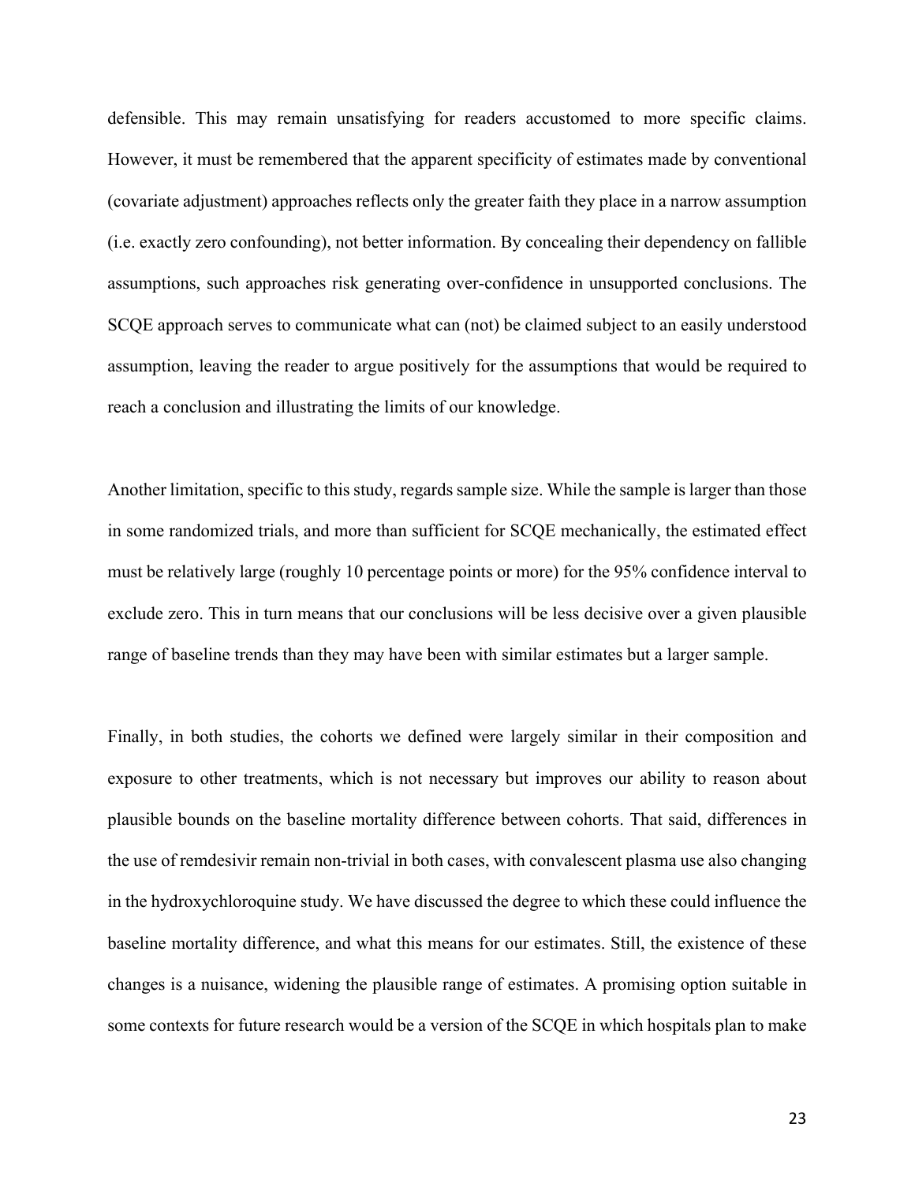defensible. This may remain unsatisfying for readers accustomed to more specific claims. However, it must be remembered that the apparent specificity of estimates made by conventional (covariate adjustment) approaches reflects only the greater faith they place in a narrow assumption (i.e. exactly zero confounding), not better information. By concealing their dependency on fallible assumptions, such approaches risk generating over-confidence in unsupported conclusions. The SCQE approach serves to communicate what can (not) be claimed subject to an easily understood assumption, leaving the reader to argue positively for the assumptions that would be required to reach a conclusion and illustrating the limits of our knowledge.

Another limitation, specific to this study, regards sample size. While the sample is larger than those in some randomized trials, and more than sufficient for SCQE mechanically, the estimated effect must be relatively large (roughly 10 percentage points or more) for the 95% confidence interval to exclude zero. This in turn means that our conclusions will be less decisive over a given plausible range of baseline trends than they may have been with similar estimates but a larger sample.

Finally, in both studies, the cohorts we defined were largely similar in their composition and exposure to other treatments, which is not necessary but improves our ability to reason about plausible bounds on the baseline mortality difference between cohorts. That said, differences in the use of remdesivir remain non-trivial in both cases, with convalescent plasma use also changing in the hydroxychloroquine study. We have discussed the degree to which these could influence the baseline mortality difference, and what this means for our estimates. Still, the existence of these changes is a nuisance, widening the plausible range of estimates. A promising option suitable in some contexts for future research would be a version of the SCQE in which hospitals plan to make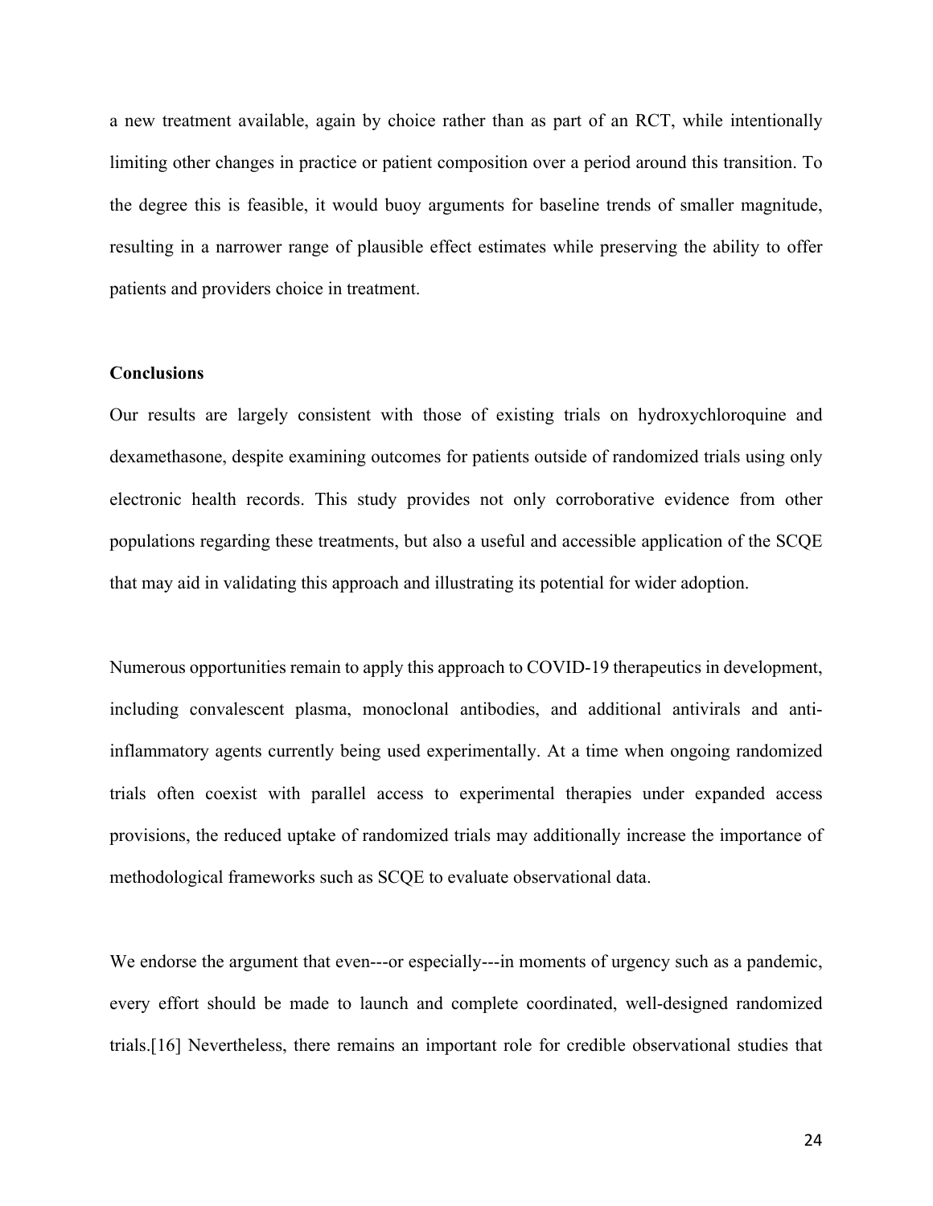a new treatment available, again by choice rather than as part of an RCT, while intentionally limiting other changes in practice or patient composition over a period around this transition. To the degree this is feasible, it would buoy arguments for baseline trends of smaller magnitude, resulting in a narrower range of plausible effect estimates while preserving the ability to offer patients and providers choice in treatment.

**Conclusions**

Our results are largely consistent with those of existing trials on hydroxychloroquine and dexamethasone, despite examining outcomes for patients outside of randomized trials using only electronic health records. This study provides not only corroborative evidence from other populations regarding these treatments, but also a useful and accessible application of the SCQE that may aid in validating this approach and illustrating its potential for wider adoption.

Numerous opportunities remain to apply this approach to COVID-19 therapeutics in development, including convalescent plasma, monoclonal antibodies, and additional antivirals and anti-inflammatory agents currently being used experimentally. At a time when ongoing randomized trials often coexist with parallel access to experimental therapies under expanded access provisions, the reduced uptake of randomized trials may additionally increase the importance of methodological frameworks such as SCQE to evaluate observational data.

We endorse the argument that even---or especially---in moments of urgency such as a pandemic, every effort should be made to launch and complete coordinated, well-designed randomized trials.[16] Nevertheless, there remains an important role for credible observational studies that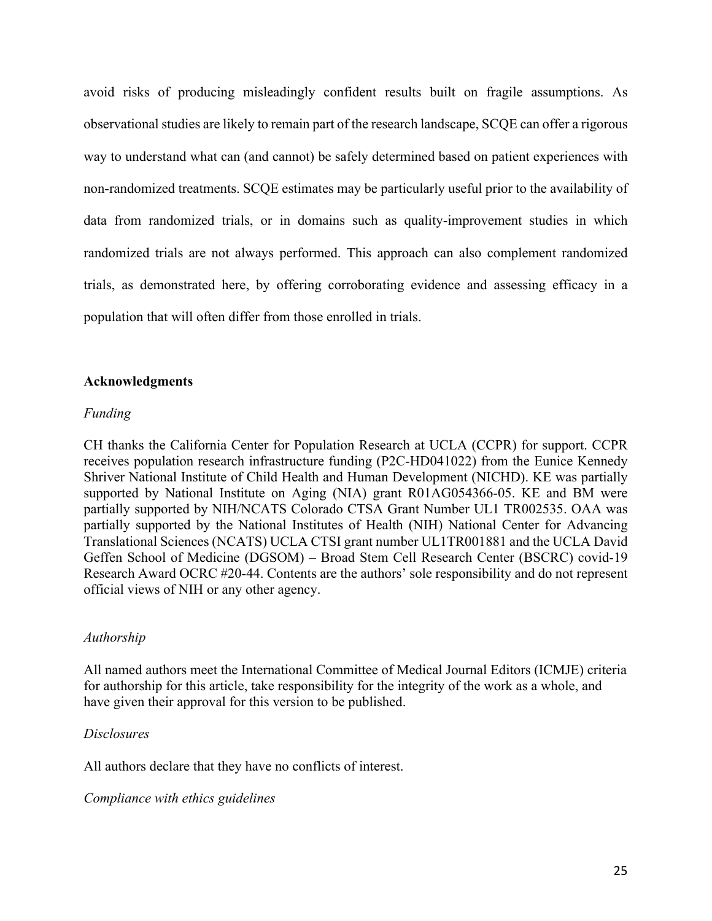avoid risks of producing misleadingly confident results built on fragile assumptions. As observational studies are likely to remain part of the research landscape, SCQE can offer a rigorous way to understand what can (and cannot) be safely determined based on patient experiences with non-randomized treatments. SCQE estimates may be particularly useful prior to the availability of data from randomized trials, or in domains such as quality-improvement studies in which randomized trials are not always performed. This approach can also complement randomized trials, as demonstrated here, by offering corroborating evidence and assessing efficacy in a population that will often differ from those enrolled in trials.

## Acknowledgments

*Funding*

CH thanks the California Center for Population Research at UCLA (CCPR) for support. CCPR receives population research infrastructure funding (P2C-HD041022) from the Eunice Kennedy Shriver National Institute of Child Health and Human Development (NICHD). KE was partially supported by National Institute on Aging (NIA) grant R01AG054366-05. KE and BM were partially supported by NIH/NCATS Colorado CTSA Grant Number UL1 TR002535. OAA was partially supported by the National Institutes of Health (NIH) National Center for Advancing Translational Sciences (NCATS) UCLA CTSI grant number UL1TR001881 and the UCLA David Geffen School of Medicine (DGSOM) – Broad Stem Cell Research Center (BSCRC) covid-19 Research Award OCRC #20-44. Contents are the authors' sole responsibility and do not represent official views of NIH or any other agency.

*Authorship*

All named authors meet the International Committee of Medical Journal Editors (ICMJE) criteria for authorship for this article, take responsibility for the integrity of the work as a whole, and have given their approval for this version to be published.

*Disclosures*

All authors declare that they have no conflicts of interest.

*Compliance with ethics guidelines*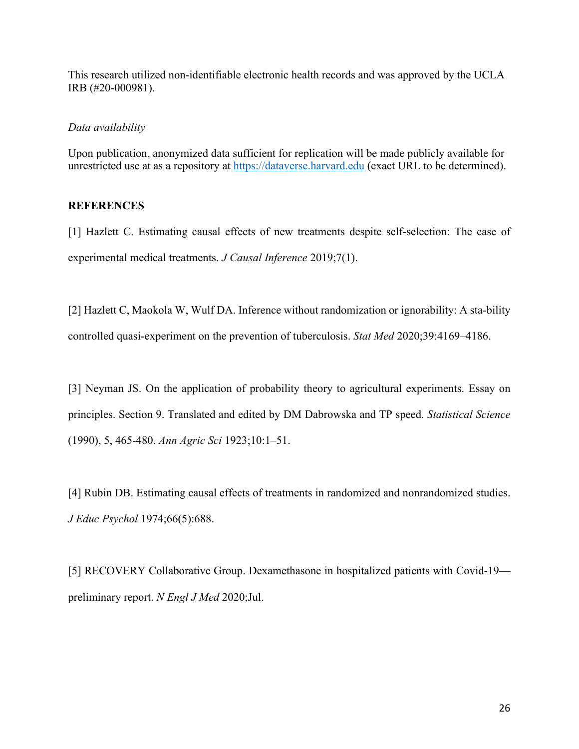This research utilized non-identifiable electronic health records and was approved by the UCLA IRB (#20-000981).

*Data availability*

Upon publication, anonymized data sufficient for replication will be made publicly available for unrestricted use at as a repository at https://dataverse.harvard.edu (exact URL to be determined).

## REFERENCES

[1] Hazlett C. Estimating causal effects of new treatments despite self-selection: The case of experimental medical treatments. *J Causal Inference* 2019;7(1).

[2] Hazlett C, Maokola W, Wulf DA. Inference without randomization or ignorability: A sta-bility controlled quasi-experiment on the prevention of tuberculosis. *Stat Med* 2020;39:4169–4186.

[3] Neyman JS. On the application of probability theory to agricultural experiments. Essay on principles. Section 9. Translated and edited by DM Dabrowska and TP speed. *Statistical Science* (1990), 5, 465-480. *Ann Agric Sci* 1923;10:1–51.

[4] Rubin DB. Estimating causal effects of treatments in randomized and nonrandomized studies. *J Educ Psychol* 1974;66(5):688.

[5] RECOVERY Collaborative Group. Dexamethasone in hospitalized patients with Covid-19—preliminary report. *N Engl J Med* 2020;Jul.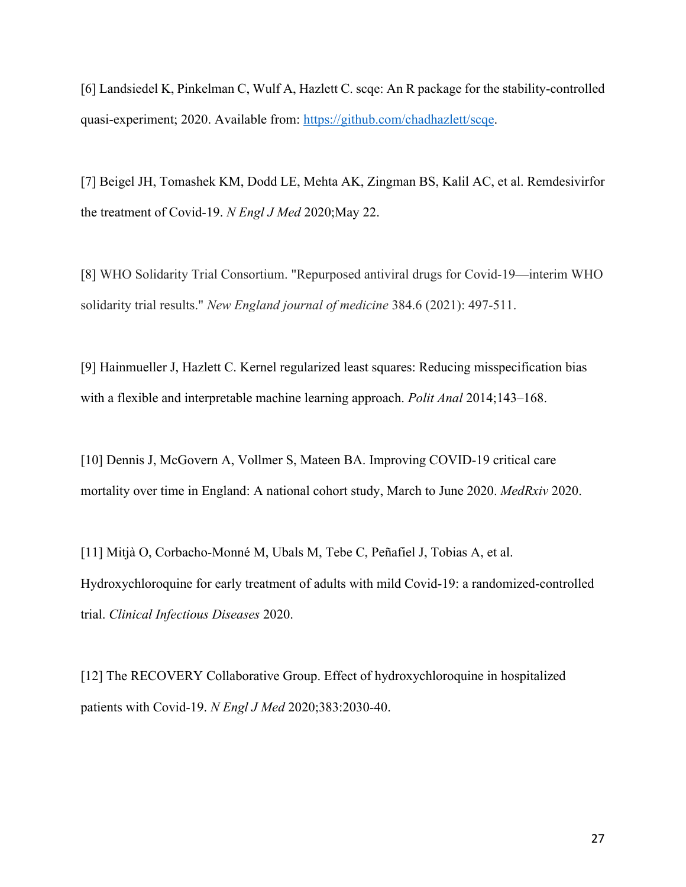[6] Landsiedel K, Pinkelman C, Wulf A, Hazlett C. scqe: An R package for the stability-controlled quasi-experiment; 2020. Available from: https://github.com/chadhazlett/scqe.

[7] Beigel JH, Tomashek KM, Dodd LE, Mehta AK, Zingman BS, Kalil AC, et al. Remdesivirfor the treatment of Covid-19. *N Engl J Med* 2020;May 22.

[8] WHO Solidarity Trial Consortium. "Repurposed antiviral drugs for Covid-19—interim WHO solidarity trial results." *New England journal of medicine* 384.6 (2021): 497-511.

[9] Hainmueller J, Hazlett C. Kernel regularized least squares: Reducing misspecification bias with a flexible and interpretable machine learning approach. *Polit Anal* 2014;143–168.

[10] Dennis J, McGovern A, Vollmer S, Mateen BA. Improving COVID-19 critical care mortality over time in England: A national cohort study, March to June 2020. *MedRxiv* 2020.

[11] Mitjà O, Corbacho-Monné M, Ubals M, Tebe C, Peñafiel J, Tobias A, et al. Hydroxychloroquine for early treatment of adults with mild Covid-19: a randomized-controlled trial. *Clinical Infectious Diseases* 2020.

[12] The RECOVERY Collaborative Group. Effect of hydroxychloroquine in hospitalized patients with Covid-19. *N Engl J Med* 2020;383:2030-40.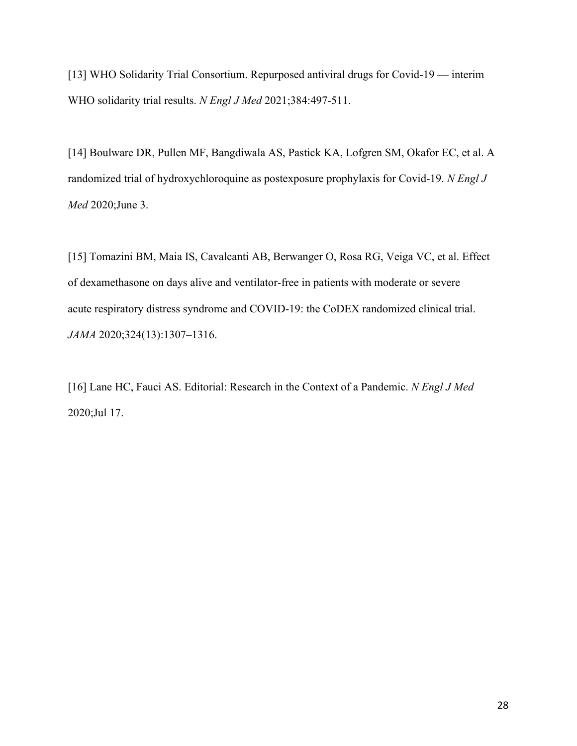[13] WHO Solidarity Trial Consortium. Repurposed antiviral drugs for Covid-19 — interim WHO solidarity trial results. *N Engl J Med* 2021;384:497-511.

[14] Boulware DR, Pullen MF, Bangdiwala AS, Pastick KA, Lofgren SM, Okafor EC, et al. A randomized trial of hydroxychloroquine as postexposure prophylaxis for Covid-19. *N Engl J Med* 2020;June 3.

[15] Tomazini BM, Maia IS, Cavalcanti AB, Berwanger O, Rosa RG, Veiga VC, et al. Effect of dexamethasone on days alive and ventilator-free in patients with moderate or severe acute respiratory distress syndrome and COVID-19: the CoDEX randomized clinical trial. *JAMA* 2020;324(13):1307–1316.

[16] Lane HC, Fauci AS. Editorial: Research in the Context of a Pandemic. *N Engl J Med* 2020;Jul 17.